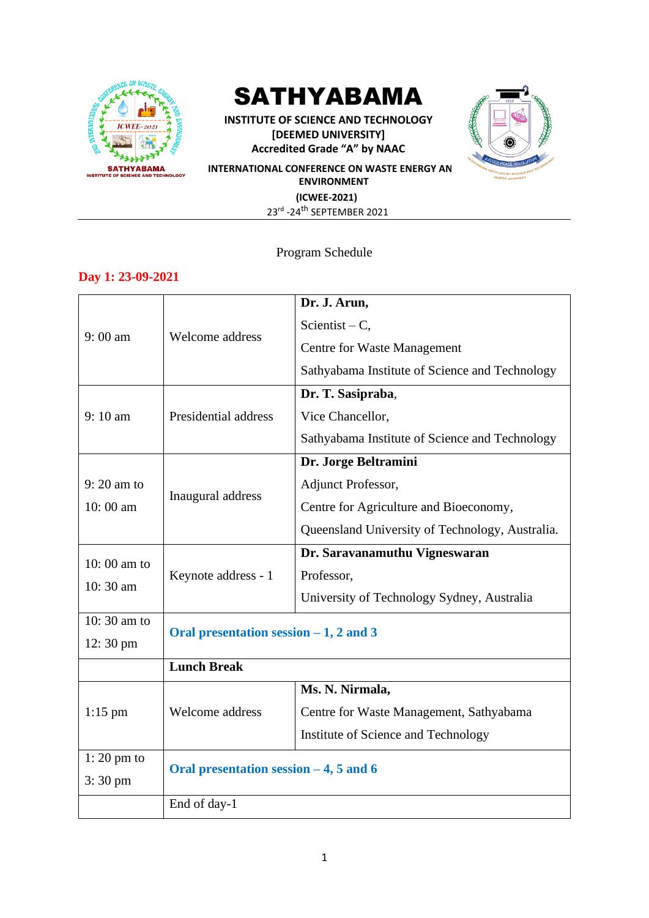# SATHYABAMA

**INSTITUTE OF SCIENCE AND TECHNOLOGY**
**[DEEMED UNIVERSITY]**
**Accredited Grade "A" by NAAC**

**INTERNATIONAL CONFERENCE ON WASTE ENERGY AN ENVIRONMENT**

**(ICWEE-2021)**

23rd -24th SEPTEMBER 2021

---

Program Schedule

## Day 1: 23-09-2021

| | | |
|---|---|---|
| 9: 00 am | Welcome address | **Dr. J. Arun,** Scientist – C, Centre for Waste Management Sathyabama Institute of Science and Technology |
| 9: 10 am | Presidential address | **Dr. T. Sasipraba**, Vice Chancellor, Sathyabama Institute of Science and Technology |
| 9: 20 am to 10: 00 am | Inaugural address | **Dr. Jorge Beltramini** Adjunct Professor, Centre for Agriculture and Bioeconomy, Queensland University of Technology, Australia. |
| 10: 00 am to 10: 30 am | Keynote address - 1 | **Dr. Saravanamuthu Vigneswaran** Professor, University of Technology Sydney, Australia |
| 10: 30 am to 12: 30 pm | **Oral presentation session – 1, 2 and 3** | |
| | **Lunch Break** | |
| 1:15 pm | Welcome address | **Ms. N. Nirmala,** Centre for Waste Management, Sathyabama Institute of Science and Technology |
| 1: 20 pm to 3: 30 pm | **Oral presentation session – 4, 5 and 6** | |
| | End of day-1 | |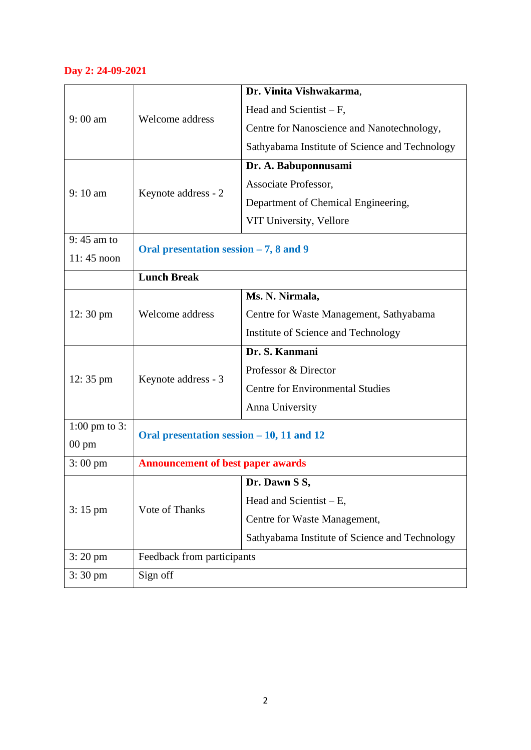**Day 2: 24-09-2021**

| | | |
|---|---|---|
| 9: 00 am | Welcome address | **Dr. Vinita Vishwakarma**, Head and Scientist – F, Centre for Nanoscience and Nanotechnology, Sathyabama Institute of Science and Technology |
| 9: 10 am | Keynote address - 2 | **Dr. A. Babuponnusami** Associate Professor, Department of Chemical Engineering, VIT University, Vellore |
| 9: 45 am to 11: 45 noon | **Oral presentation session – 7, 8 and 9** | |
| | **Lunch Break** | |
| 12: 30 pm | Welcome address | **Ms. N. Nirmala,** Centre for Waste Management, Sathyabama Institute of Science and Technology |
| 12: 35 pm | Keynote address - 3 | **Dr. S. Kanmani** Professor & Director Centre for Environmental Studies Anna University |
| 1:00 pm to 3: 00 pm | **Oral presentation session – 10, 11 and 12** | |
| 3: 00 pm | **Announcement of best paper awards** | |
| 3: 15 pm | Vote of Thanks | **Dr. Dawn S S,** Head and Scientist – E, Centre for Waste Management, Sathyabama Institute of Science and Technology |
| 3: 20 pm | Feedback from participants | |
| 3: 30 pm | Sign off | |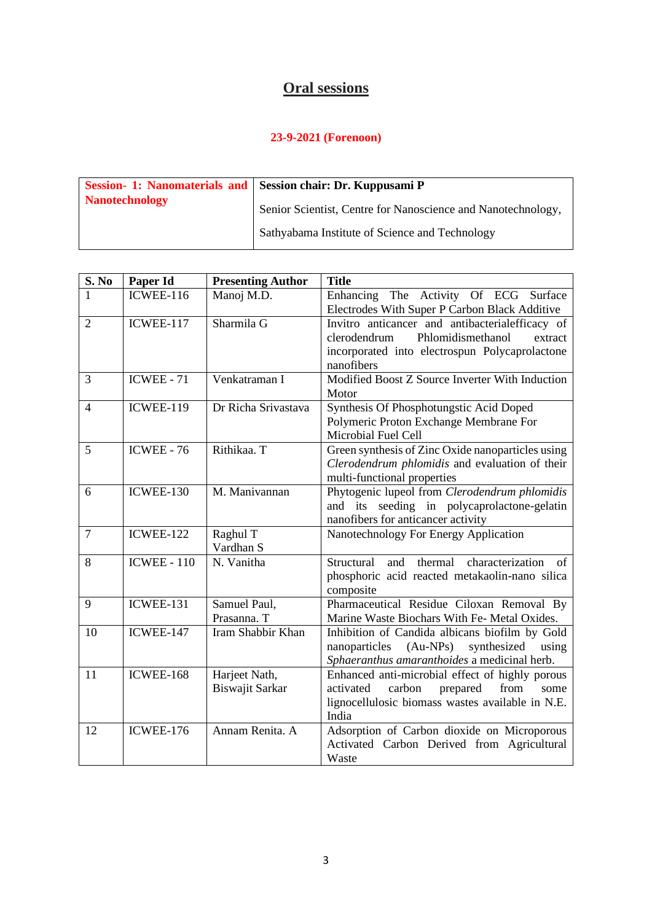# Oral sessions

**23-9-2021 (Forenoon)**

| **Session- 1: Nanomaterials and Nanotechnology** | **Session chair: Dr. Kuppusami P**<br>Senior Scientist, Centre for Nanoscience and Nanotechnology,<br>Sathyabama Institute of Science and Technology |
|---|---|

| S. No | Paper Id | Presenting Author | Title |
|---|---|---|---|
| 1 | ICWEE-116 | Manoj M.D. | Enhancing The Activity Of ECG Surface Electrodes With Super P Carbon Black Additive |
| 2 | ICWEE-117 | Sharmila G | Invitro anticancer and antibacterialefficacy of clerodendrum Phlomidismethanol extract incorporated into electrospun Polycaprolactone nanofibers |
| 3 | ICWEE - 71 | Venkatraman I | Modified Boost Z Source Inverter With Induction Motor |
| 4 | ICWEE-119 | Dr Richa Srivastava | Synthesis Of Phosphotungstic Acid Doped Polymeric Proton Exchange Membrane For Microbial Fuel Cell |
| 5 | ICWEE - 76 | Rithikaa. T | Green synthesis of Zinc Oxide nanoparticles using *Clerodendrum phlomidis* and evaluation of their multi-functional properties |
| 6 | ICWEE-130 | M. Manivannan | Phytogenic lupeol from *Clerodendrum phlomidis* and its seeding in polycaprolactone-gelatin nanofibers for anticancer activity |
| 7 | ICWEE-122 | Raghul T<br>Vardhan S | Nanotechnology For Energy Application |
| 8 | ICWEE - 110 | N. Vanitha | Structural and thermal characterization of phosphoric acid reacted metakaolin-nano silica composite |
| 9 | ICWEE-131 | Samuel Paul,<br>Prasanna. T | Pharmaceutical Residue Ciloxan Removal By Marine Waste Biochars With Fe- Metal Oxides. |
| 10 | ICWEE-147 | Iram Shabbir Khan | Inhibition of Candida albicans biofilm by Gold nanoparticles (Au-NPs) synthesized using *Sphaeranthus amaranthoides* a medicinal herb. |
| 11 | ICWEE-168 | Harjeet Nath,<br>Biswajit Sarkar | Enhanced anti-microbial effect of highly porous activated carbon prepared from some lignocellulosic biomass wastes available in N.E. India |
| 12 | ICWEE-176 | Annam Renita. A | Adsorption of Carbon dioxide on Microporous Activated Carbon Derived from Agricultural Waste |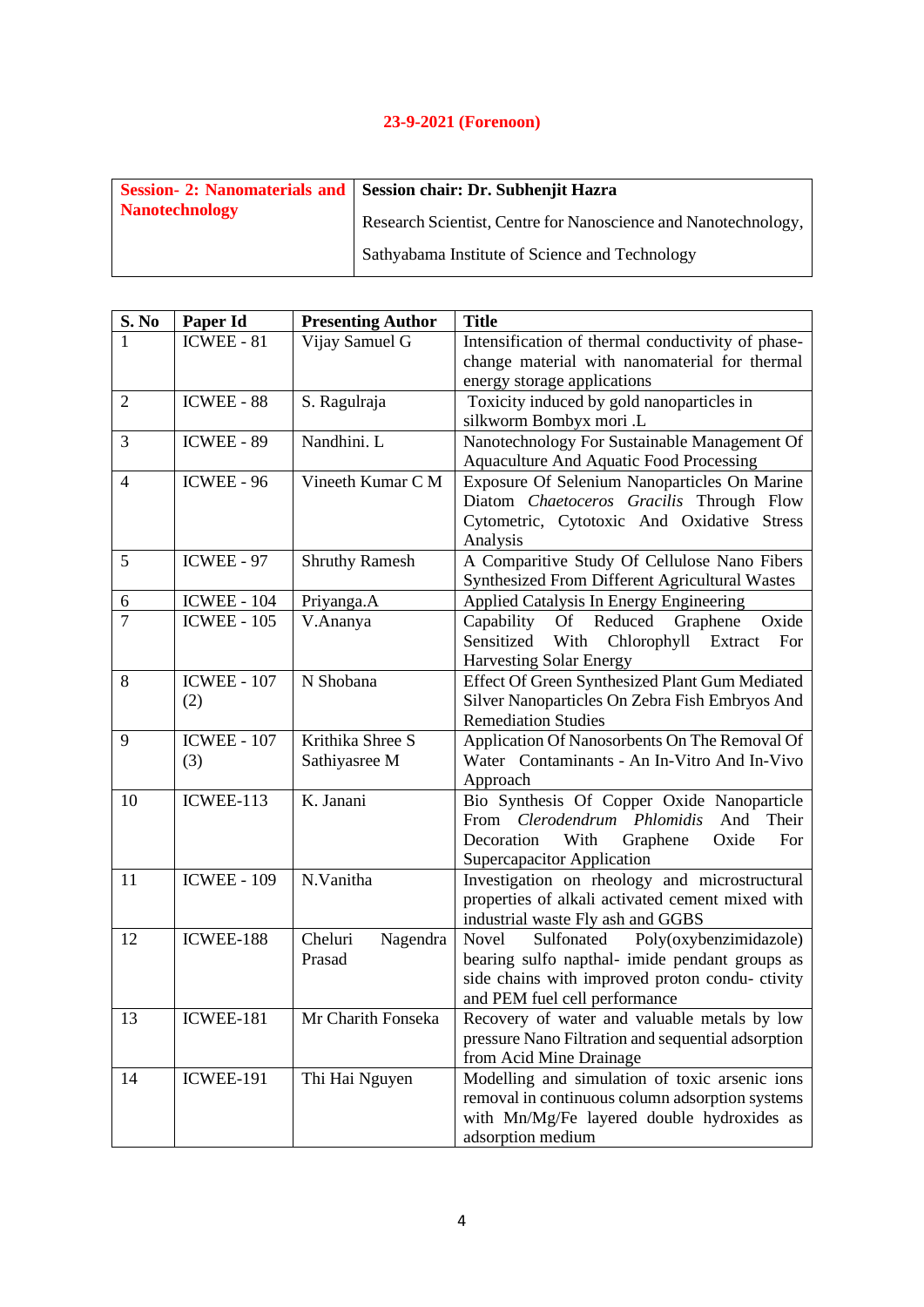**23-9-2021 (Forenoon)**

| **Session- 2: Nanomaterials and Nanotechnology** | **Session chair: Dr. Subhenjit Hazra**<br>Research Scientist, Centre for Nanoscience and Nanotechnology,<br>Sathyabama Institute of Science and Technology |
|---|---|

| S. No | Paper Id | Presenting Author | Title |
|---|---|---|---|
| 1 | ICWEE - 81 | Vijay Samuel G | Intensification of thermal conductivity of phase-change material with nanomaterial for thermal energy storage applications |
| 2 | ICWEE - 88 | S. Ragulraja | Toxicity induced by gold nanoparticles in silkworm Bombyx mori .L |
| 3 | ICWEE - 89 | Nandhini. L | Nanotechnology For Sustainable Management Of Aquaculture And Aquatic Food Processing |
| 4 | ICWEE - 96 | Vineeth Kumar C M | Exposure Of Selenium Nanoparticles On Marine Diatom *Chaetoceros Gracilis* Through Flow Cytometric, Cytotoxic And Oxidative Stress Analysis |
| 5 | ICWEE - 97 | Shruthy Ramesh | A Comparitive Study Of Cellulose Nano Fibers Synthesized From Different Agricultural Wastes |
| 6 | ICWEE - 104 | Priyanga.A | Applied Catalysis In Energy Engineering |
| 7 | ICWEE - 105 | V.Ananya | Capability Of Reduced Graphene Oxide Sensitized With Chlorophyll Extract For Harvesting Solar Energy |
| 8 | ICWEE - 107 (2) | N Shobana | Effect Of Green Synthesized Plant Gum Mediated Silver Nanoparticles On Zebra Fish Embryos And Remediation Studies |
| 9 | ICWEE - 107 (3) | Krithika Shree S<br>Sathiyasree M | Application Of Nanosorbents On The Removal Of Water Contaminants - An In-Vitro And In-Vivo Approach |
| 10 | ICWEE-113 | K. Janani | Bio Synthesis Of Copper Oxide Nanoparticle From *Clerodendrum Phlomidis* And Their Decoration With Graphene Oxide For Supercapacitor Application |
| 11 | ICWEE - 109 | N.Vanitha | Investigation on rheology and microstructural properties of alkali activated cement mixed with industrial waste Fly ash and GGBS |
| 12 | ICWEE-188 | Cheluri Nagendra Prasad | Novel Sulfonated Poly(oxybenzimidazole) bearing sulfo napthal- imide pendant groups as side chains with improved proton condu- ctivity and PEM fuel cell performance |
| 13 | ICWEE-181 | Mr Charith Fonseka | Recovery of water and valuable metals by low pressure Nano Filtration and sequential adsorption from Acid Mine Drainage |
| 14 | ICWEE-191 | Thi Hai Nguyen | Modelling and simulation of toxic arsenic ions removal in continuous column adsorption systems with Mn/Mg/Fe layered double hydroxides as adsorption medium |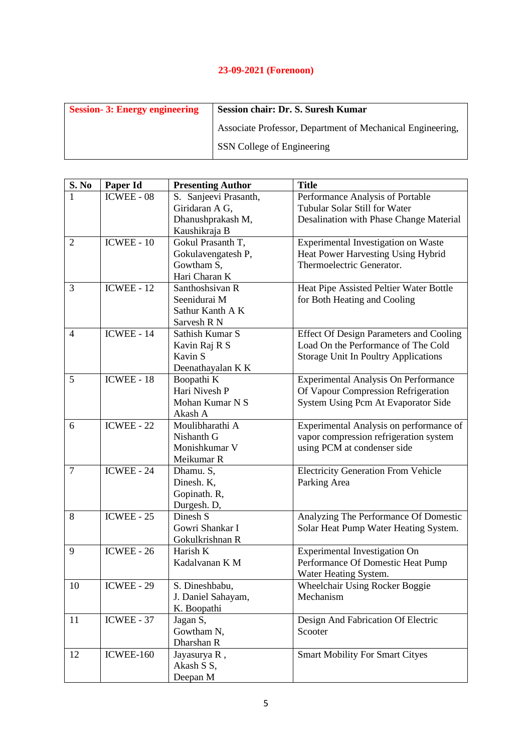**23-09-2021 (Forenoon)**

| **Session- 3: Energy engineering** | **Session chair: Dr. S. Suresh Kumar**<br>Associate Professor, Department of Mechanical Engineering,<br>SSN College of Engineering |
|---|---|

| S. No | Paper Id | Presenting Author | Title |
|---|---|---|---|
| 1 | ICWEE - 08 | S. Sanjeevi Prasanth, Giridaran A G, Dhanushprakash M, Kaushikraja B | Performance Analysis of Portable Tubular Solar Still for Water Desalination with Phase Change Material |
| 2 | ICWEE - 10 | Gokul Prasanth T, Gokulavengatesh P, Gowtham S, Hari Charan K | Experimental Investigation on Waste Heat Power Harvesting Using Hybrid Thermoelectric Generator. |
| 3 | ICWEE - 12 | Santhoshsivan R<br>Seenidurai M<br>Sathur Kanth A K<br>Sarvesh R N | Heat Pipe Assisted Peltier Water Bottle for Both Heating and Cooling |
| 4 | ICWEE - 14 | Sathish Kumar S<br>Kavin Raj R S<br>Kavin S<br>Deenathayalan K K | Effect Of Design Parameters and Cooling Load On the Performance of The Cold Storage Unit In Poultry Applications |
| 5 | ICWEE - 18 | Boopathi K<br>Hari Nivesh P<br>Mohan Kumar N S<br>Akash A | Experimental Analysis On Performance Of Vapour Compression Refrigeration System Using Pcm At Evaporator Side |
| 6 | ICWEE - 22 | Moulibharathi A<br>Nishanth G<br>Monishkumar V<br>Meikumar R | Experimental Analysis on performance of vapor compression refrigeration system using PCM at condenser side |
| 7 | ICWEE - 24 | Dhamu. S,<br>Dinesh. K,<br>Gopinath. R,<br>Durgesh. D, | Electricity Generation From Vehicle Parking Area |
| 8 | ICWEE - 25 | Dinesh S<br>Gowri Shankar I<br>Gokulkrishnan R | Analyzing The Performance Of Domestic Solar Heat Pump Water Heating System. |
| 9 | ICWEE - 26 | Harish K<br>Kadalvanan K M | Experimental Investigation On Performance Of Domestic Heat Pump Water Heating System. |
| 10 | ICWEE - 29 | S. Dineshbabu,<br>J. Daniel Sahayam,<br>K. Boopathi | Wheelchair Using Rocker Boggie Mechanism |
| 11 | ICWEE - 37 | Jagan S,<br>Gowtham N,<br>Dharshan R | Design And Fabrication Of Electric Scooter |
| 12 | ICWEE-160 | Jayasurya R ,<br>Akash S S,<br>Deepan M | Smart Mobility For Smart Cityes |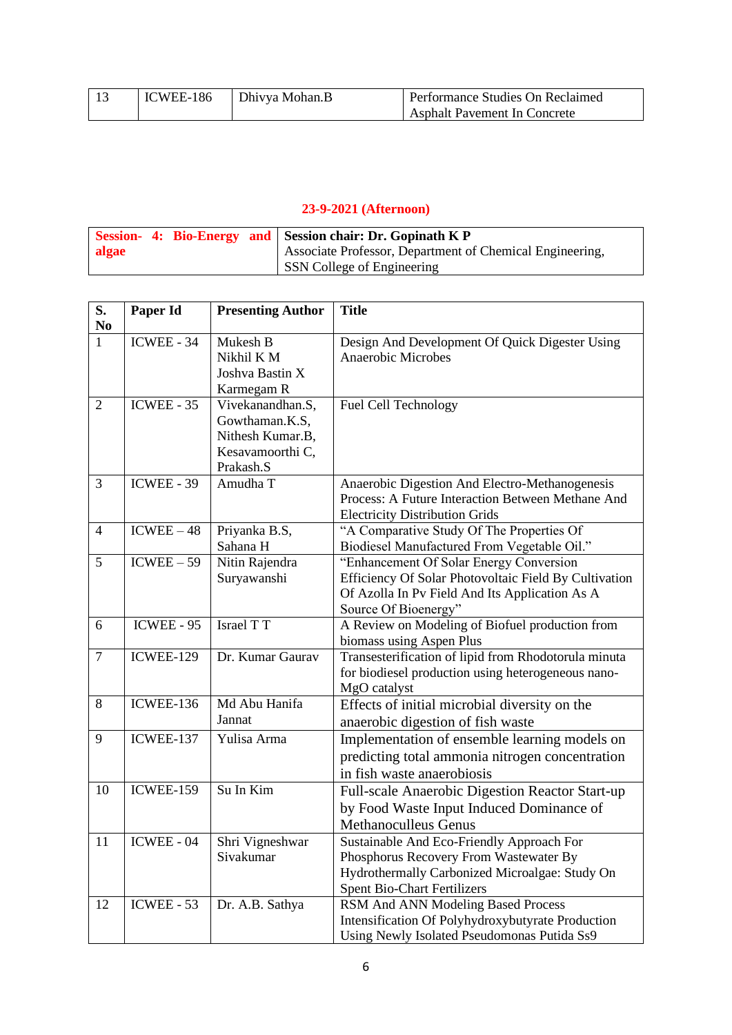| 13 | ICWEE-186 | Dhivya Mohan.B | Performance Studies On Reclaimed Asphalt Pavement In Concrete |
|---|---|---|---|

**23-9-2021 (Afternoon)**

| **Session- 4: Bio-Energy and algae** | **Session chair: Dr. Gopinath K P** Associate Professor, Department of Chemical Engineering, SSN College of Engineering |
|---|---|

| S. No | Paper Id | Presenting Author | Title |
|---|---|---|---|
| 1 | ICWEE - 34 | Mukesh B Nikhil K M Joshva Bastin X Karmegam R | Design And Development Of Quick Digester Using Anaerobic Microbes |
| 2 | ICWEE - 35 | Vivekanandhan.S, Gowthaman.K.S, Nithesh Kumar.B, Kesavamoorthi C, Prakash.S | Fuel Cell Technology |
| 3 | ICWEE - 39 | Amudha T | Anaerobic Digestion And Electro-Methanogenesis Process: A Future Interaction Between Methane And Electricity Distribution Grids |
| 4 | ICWEE – 48 | Priyanka B.S, Sahana H | "A Comparative Study Of The Properties Of Biodiesel Manufactured From Vegetable Oil." |
| 5 | ICWEE – 59 | Nitin Rajendra Suryawanshi | "Enhancement Of Solar Energy Conversion Efficiency Of Solar Photovoltaic Field By Cultivation Of Azolla In Pv Field And Its Application As A Source Of Bioenergy" |
| 6 | ICWEE - 95 | Israel T T | A Review on Modeling of Biofuel production from biomass using Aspen Plus |
| 7 | ICWEE-129 | Dr. Kumar Gaurav | Transesterification of lipid from Rhodotorula minuta for biodiesel production using heterogeneous nano-MgO catalyst |
| 8 | ICWEE-136 | Md Abu Hanifa Jannat | Effects of initial microbial diversity on the anaerobic digestion of fish waste |
| 9 | ICWEE-137 | Yulisa Arma | Implementation of ensemble learning models on predicting total ammonia nitrogen concentration in fish waste anaerobiosis |
| 10 | ICWEE-159 | Su In Kim | Full-scale Anaerobic Digestion Reactor Start-up by Food Waste Input Induced Dominance of Methanoculleus Genus |
| 11 | ICWEE - 04 | Shri Vigneshwar Sivakumar | Sustainable And Eco-Friendly Approach For Phosphorus Recovery From Wastewater By Hydrothermally Carbonized Microalgae: Study On Spent Bio-Chart Fertilizers |
| 12 | ICWEE - 53 | Dr. A.B. Sathya | RSM And ANN Modeling Based Process Intensification Of Polyhydroxybutyrate Production Using Newly Isolated Pseudomonas Putida Ss9 |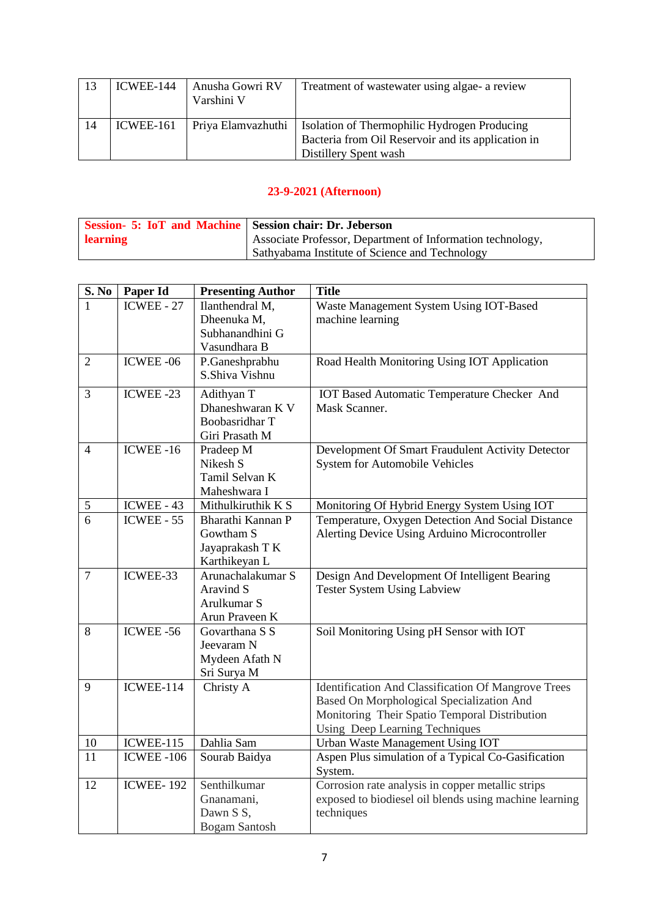| 13 | ICWEE-144 | Anusha Gowri RV<br>Varshini V | Treatment of wastewater using algae- a review |
|---|---|---|---|
| 14 | ICWEE-161 | Priya Elamvazhuthi | Isolation of Thermophilic Hydrogen Producing Bacteria from Oil Reservoir and its application in Distillery Spent wash |

**23-9-2021 (Afternoon)**

| **Session- 5: IoT and Machine learning** | **Session chair: Dr. Jeberson**<br>Associate Professor, Department of Information technology, Sathyabama Institute of Science and Technology |
|---|---|

| S. No | Paper Id | Presenting Author | Title |
|---|---|---|---|
| 1 | ICWEE - 27 | Ilanthendral M,<br>Dheenuka M,<br>Subhanandhini G<br>Vasundhara B | Waste Management System Using IOT-Based machine learning |
| 2 | ICWEE -06 | P.Ganeshprabhu<br>S.Shiva Vishnu | Road Health Monitoring Using IOT Application |
| 3 | ICWEE -23 | Adithyan T<br>Dhaneshwaran K V<br>Boobasridhar T<br>Giri Prasath M | IOT Based Automatic Temperature Checker And Mask Scanner. |
| 4 | ICWEE -16 | Pradeep M<br>Nikesh S<br>Tamil Selvan K<br>Maheshwara I | Development Of Smart Fraudulent Activity Detector System for Automobile Vehicles |
| 5 | ICWEE - 43 | Mithulkiruthik K S | Monitoring Of Hybrid Energy System Using IOT |
| 6 | ICWEE - 55 | Bharathi Kannan P<br>Gowtham S<br>Jayaprakash T K<br>Karthikeyan L | Temperature, Oxygen Detection And Social Distance Alerting Device Using Arduino Microcontroller |
| 7 | ICWEE-33 | Arunachalakumar S<br>Aravind S<br>Arulkumar S<br>Arun Praveen K | Design And Development Of Intelligent Bearing Tester System Using Labview |
| 8 | ICWEE -56 | Govarthana S S<br>Jeevaram N<br>Mydeen Afath N<br>Sri Surya M | Soil Monitoring Using pH Sensor with IOT |
| 9 | ICWEE-114 | Christy A | Identification And Classification Of Mangrove Trees Based On Morphological Specialization And Monitoring Their Spatio Temporal Distribution Using Deep Learning Techniques |
| 10 | ICWEE-115 | Dahlia Sam | Urban Waste Management Using IOT |
| 11 | ICWEE -106 | Sourab Baidya | Aspen Plus simulation of a Typical Co-Gasification System. |
| 12 | ICWEE- 192 | Senthilkumar Gnanamani,<br>Dawn S S,<br>Bogam Santosh | Corrosion rate analysis in copper metallic strips exposed to biodiesel oil blends using machine learning techniques |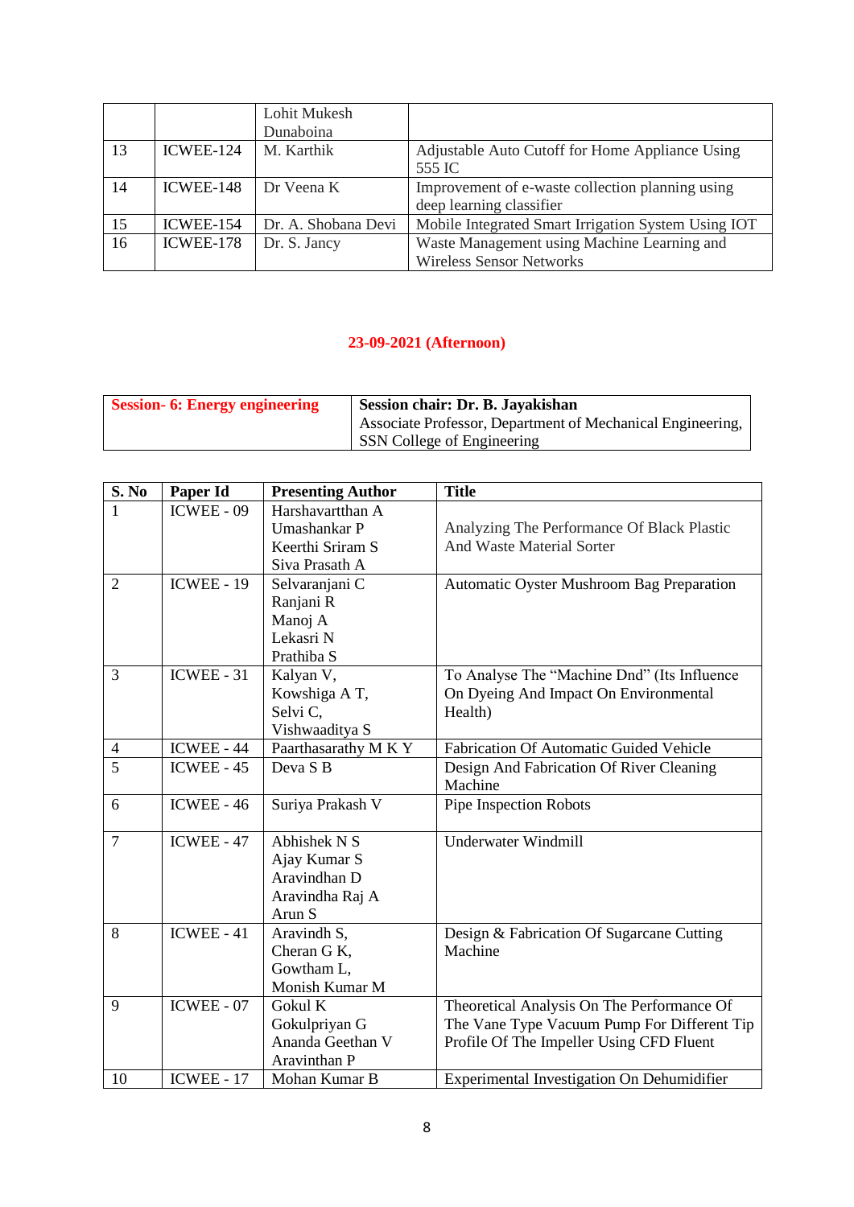| | | Lohit Mukesh Dunaboina | |
|---|---|---|---|
| 13 | ICWEE-124 | M. Karthik | Adjustable Auto Cutoff for Home Appliance Using 555 IC |
| 14 | ICWEE-148 | Dr Veena K | Improvement of e-waste collection planning using deep learning classifier |
| 15 | ICWEE-154 | Dr. A. Shobana Devi | Mobile Integrated Smart Irrigation System Using IOT |
| 16 | ICWEE-178 | Dr. S. Jancy | Waste Management using Machine Learning and Wireless Sensor Networks |

## 23-09-2021 (Afternoon)

| **Session- 6: Energy engineering** | **Session chair: Dr. B. Jayakishan**<br>Associate Professor, Department of Mechanical Engineering, SSN College of Engineering |
|---|---|

| S. No | Paper Id | Presenting Author | Title |
|---|---|---|---|
| 1 | ICWEE - 09 | Harshavartthan A<br>Umashankar P<br>Keerthi Sriram S<br>Siva Prasath A | Analyzing The Performance Of Black Plastic And Waste Material Sorter |
| 2 | ICWEE - 19 | Selvaranjani C<br>Ranjani R<br>Manoj A<br>Lekasri N<br>Prathiba S | Automatic Oyster Mushroom Bag Preparation |
| 3 | ICWEE - 31 | Kalyan V,<br>Kowshiga A T,<br>Selvi C,<br>Vishwaaditya S | To Analyse The "Machine Dnd" (Its Influence On Dyeing And Impact On Environmental Health) |
| 4 | ICWEE - 44 | Paarthasarathy M K Y | Fabrication Of Automatic Guided Vehicle |
| 5 | ICWEE - 45 | Deva S B | Design And Fabrication Of River Cleaning Machine |
| 6 | ICWEE - 46 | Suriya Prakash V | Pipe Inspection Robots |
| 7 | ICWEE - 47 | Abhishek N S<br>Ajay Kumar S<br>Aravindhan D<br>Aravindha Raj A<br>Arun S | Underwater Windmill |
| 8 | ICWEE - 41 | Aravindh S,<br>Cheran G K,<br>Gowtham L,<br>Monish Kumar M | Design & Fabrication Of Sugarcane Cutting Machine |
| 9 | ICWEE - 07 | Gokul K<br>Gokulpriyan G<br>Ananda Geethan V<br>Aravinthan P | Theoretical Analysis On The Performance Of The Vane Type Vacuum Pump For Different Tip Profile Of The Impeller Using CFD Fluent |
| 10 | ICWEE - 17 | Mohan Kumar B | Experimental Investigation On Dehumidifier |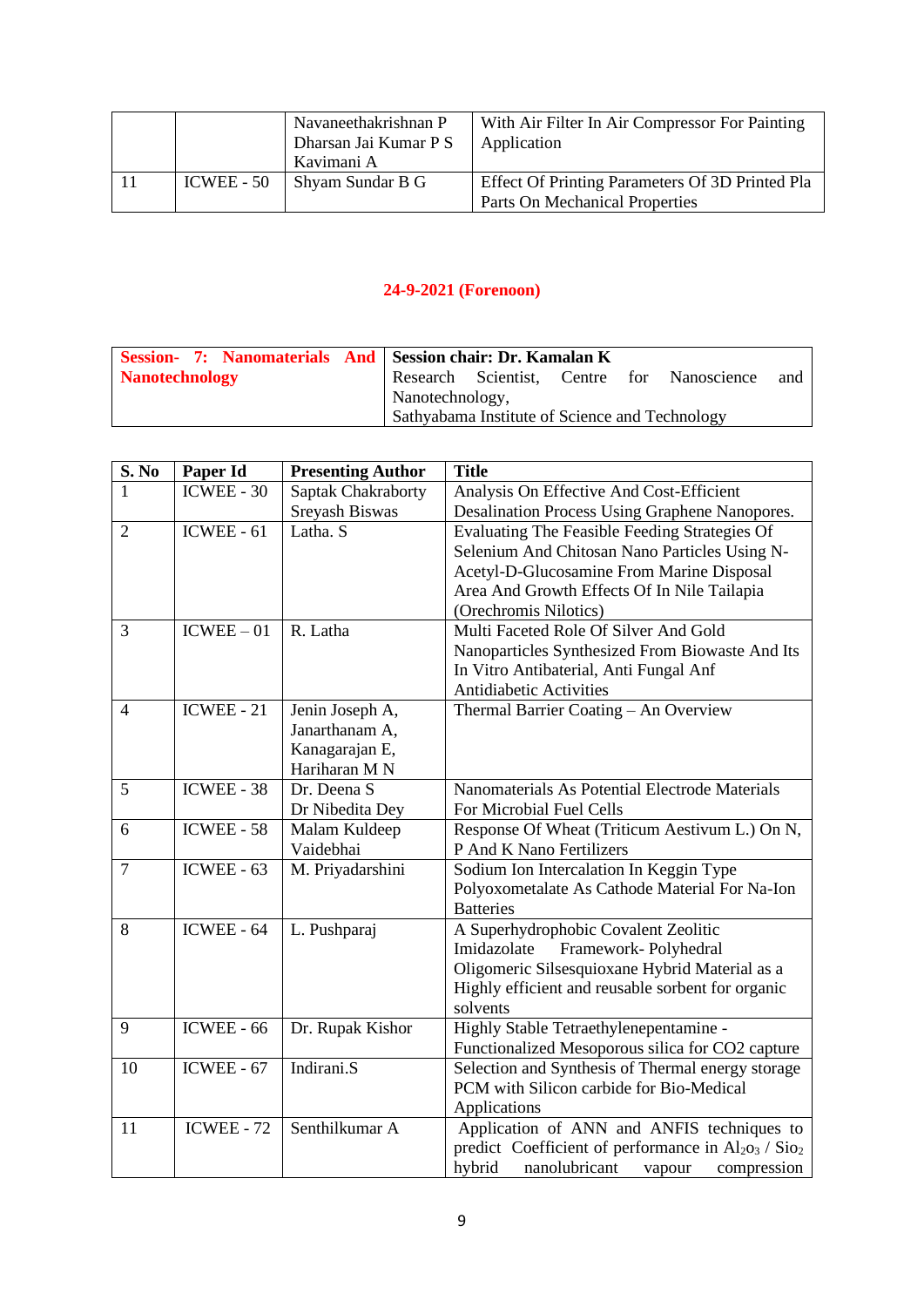|  |  | Navaneethakrishnan P Dharsan Jai Kumar P S Kavimani A | With Air Filter In Air Compressor For Painting Application |
|---|---|---|---|
| 11 | ICWEE - 50 | Shyam Sundar B G | Effect Of Printing Parameters Of 3D Printed Pla Parts On Mechanical Properties |

**24-9-2021 (Forenoon)**

| **Session- 7: Nanomaterials And Nanotechnology** | **Session chair: Dr. Kamalan K** Research Scientist, Centre for Nanoscience and Nanotechnology, Sathyabama Institute of Science and Technology |
|---|---|

| S. No | Paper Id | Presenting Author | Title |
|---|---|---|---|
| 1 | ICWEE - 30 | Saptak Chakraborty Sreyash Biswas | Analysis On Effective And Cost-Efficient Desalination Process Using Graphene Nanopores. |
| 2 | ICWEE - 61 | Latha. S | Evaluating The Feasible Feeding Strategies Of Selenium And Chitosan Nano Particles Using N-Acetyl-D-Glucosamine From Marine Disposal Area And Growth Effects Of In Nile Tailapia (Orechromis Nilotics) |
| 3 | ICWEE – 01 | R. Latha | Multi Faceted Role Of Silver And Gold Nanoparticles Synthesized From Biowaste And Its In Vitro Antibaterial, Anti Fungal Anf Antidiabetic Activities |
| 4 | ICWEE - 21 | Jenin Joseph A, Janarthanam A, Kanagarajan E, Hariharan M N | Thermal Barrier Coating – An Overview |
| 5 | ICWEE - 38 | Dr. Deena S Dr Nibedita Dey | Nanomaterials As Potential Electrode Materials For Microbial Fuel Cells |
| 6 | ICWEE - 58 | Malam Kuldeep Vaidebhai | Response Of Wheat (Triticum Aestivum L.) On N, P And K Nano Fertilizers |
| 7 | ICWEE - 63 | M. Priyadarshini | Sodium Ion Intercalation In Keggin Type Polyoxometalate As Cathode Material For Na-Ion Batteries |
| 8 | ICWEE - 64 | L. Pushparaj | A Superhydrophobic Covalent Zeolitic Imidazolate Framework- Polyhedral Oligomeric Silsesquioxane Hybrid Material as a Highly efficient and reusable sorbent for organic solvents |
| 9 | ICWEE - 66 | Dr. Rupak Kishor | Highly Stable Tetraethylenepentamine - Functionalized Mesoporous silica for CO2 capture |
| 10 | ICWEE - 67 | Indirani.S | Selection and Synthesis of Thermal energy storage PCM with Silicon carbide for Bio-Medical Applications |
| 11 | ICWEE - 72 | Senthilkumar A | Application of ANN and ANFIS techniques to predict Coefficient of performance in $Al_2o_3$ / $Sio_2$ hybrid nanolubricant vapour compression |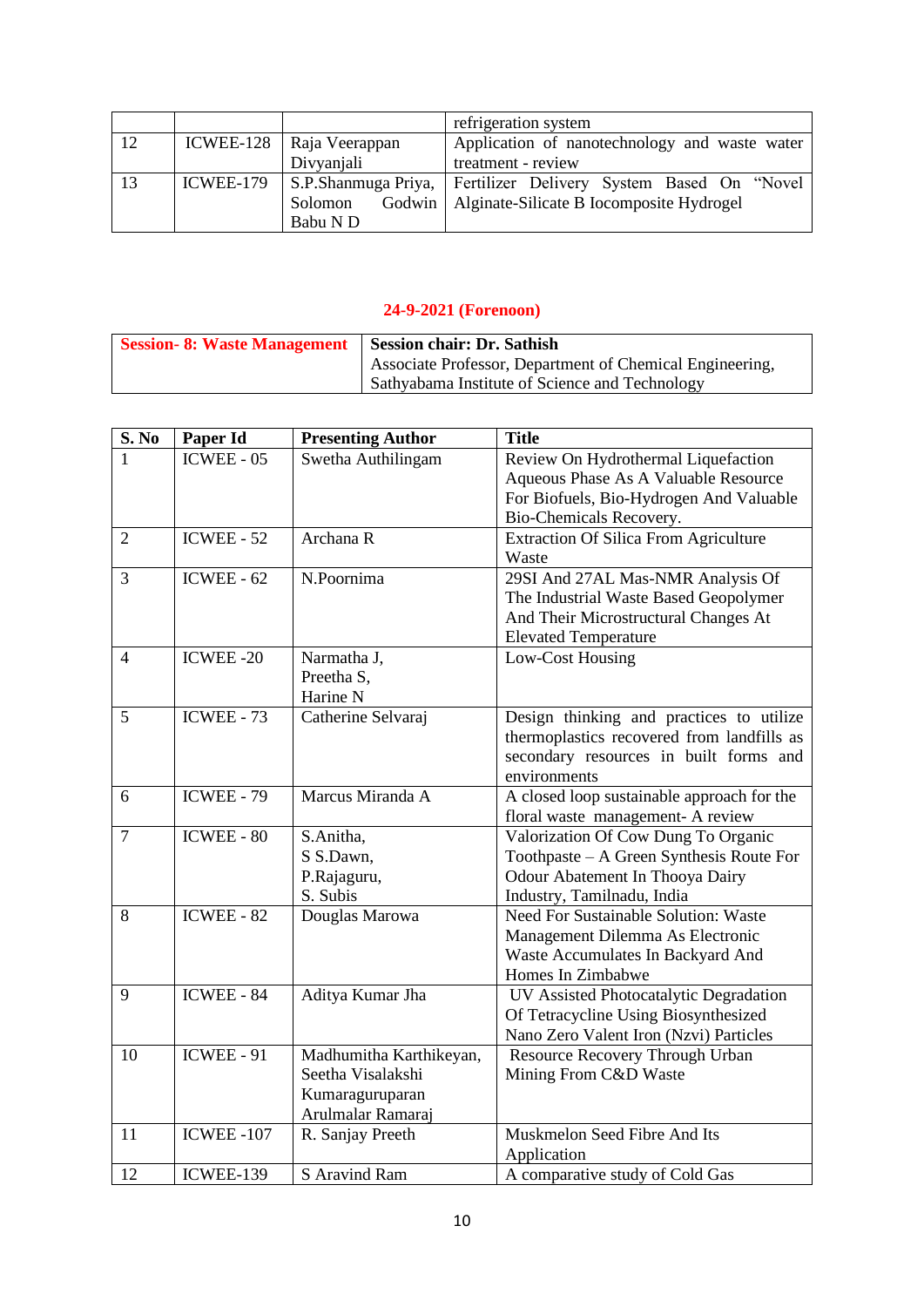|  |  |  | refrigeration system |
|---|---|---|---|
| 12 | ICWEE-128 | Raja Veerappan Divyanjali | Application of nanotechnology and waste water treatment - review |
| 13 | ICWEE-179 | S.P.Shanmuga Priya, Solomon Godwin Babu N D | Fertilizer Delivery System Based On "Novel Alginate-Silicate B Iocomposite Hydrogel |

## 24-9-2021 (Forenoon)

| **Session- 8: Waste Management** | **Session chair: Dr. Sathish**<br>Associate Professor, Department of Chemical Engineering, Sathyabama Institute of Science and Technology |
|---|---|

| S. No | Paper Id | Presenting Author | Title |
|---|---|---|---|
| 1 | ICWEE - 05 | Swetha Authilingam | Review On Hydrothermal Liquefaction Aqueous Phase As A Valuable Resource For Biofuels, Bio-Hydrogen And Valuable Bio-Chemicals Recovery. |
| 2 | ICWEE - 52 | Archana R | Extraction Of Silica From Agriculture Waste |
| 3 | ICWEE - 62 | N.Poornima | 29SI And 27AL Mas-NMR Analysis Of The Industrial Waste Based Geopolymer And Their Microstructural Changes At Elevated Temperature |
| 4 | ICWEE -20 | Narmatha J, Preetha S, Harine N | Low-Cost Housing |
| 5 | ICWEE - 73 | Catherine Selvaraj | Design thinking and practices to utilize thermoplastics recovered from landfills as secondary resources in built forms and environments |
| 6 | ICWEE - 79 | Marcus Miranda A | A closed loop sustainable approach for the floral waste management- A review |
| 7 | ICWEE - 80 | S.Anitha, S S.Dawn, P.Rajaguru, S. Subis | Valorization Of Cow Dung To Organic Toothpaste – A Green Synthesis Route For Odour Abatement In Thooya Dairy Industry, Tamilnadu, India |
| 8 | ICWEE - 82 | Douglas Marowa | Need For Sustainable Solution: Waste Management Dilemma As Electronic Waste Accumulates In Backyard And Homes In Zimbabwe |
| 9 | ICWEE - 84 | Aditya Kumar Jha | UV Assisted Photocatalytic Degradation Of Tetracycline Using Biosynthesized Nano Zero Valent Iron (Nzvi) Particles |
| 10 | ICWEE - 91 | Madhumitha Karthikeyan, Seetha Visalakshi Kumaraguruparan Arulmalar Ramaraj | Resource Recovery Through Urban Mining From C&D Waste |
| 11 | ICWEE -107 | R. Sanjay Preeth | Muskmelon Seed Fibre And Its Application |
| 12 | ICWEE-139 | S Aravind Ram | A comparative study of Cold Gas |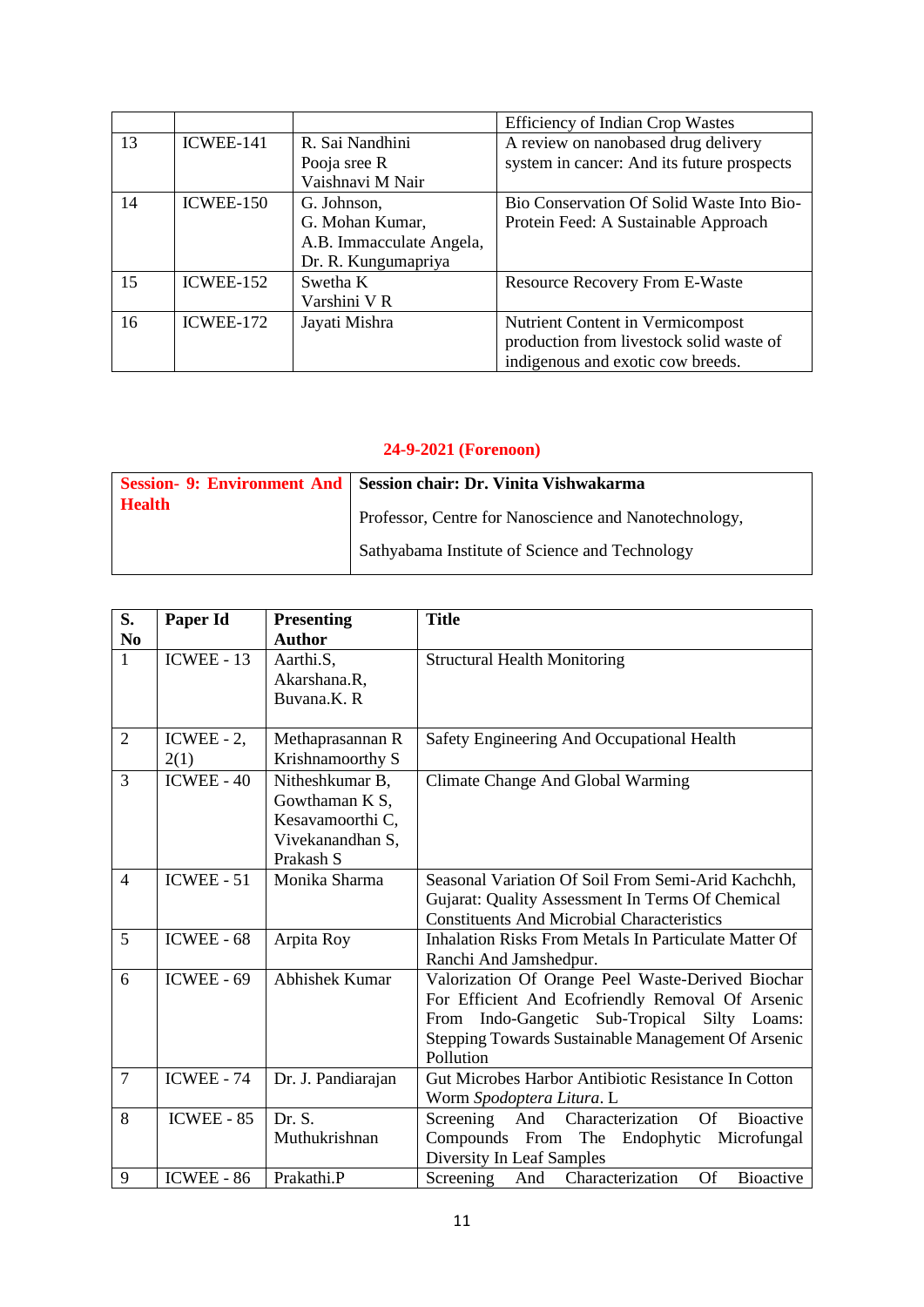| | | | Efficiency of Indian Crop Wastes |
|---|---|---|---|
| 13 | ICWEE-141 | R. Sai Nandhini<br>Pooja sree R<br>Vaishnavi M Nair | A review on nanobased drug delivery system in cancer: And its future prospects |
| 14 | ICWEE-150 | G. Johnson,<br>G. Mohan Kumar,<br>A.B. Immacculate Angela,<br>Dr. R. Kungumapriya | Bio Conservation Of Solid Waste Into Bio-Protein Feed: A Sustainable Approach |
| 15 | ICWEE-152 | Swetha K<br>Varshini V R | Resource Recovery From E-Waste |
| 16 | ICWEE-172 | Jayati Mishra | Nutrient Content in Vermicompost production from livestock solid waste of indigenous and exotic cow breeds. |

## 24-9-2021 (Forenoon)

| **Session- 9: Environment And Health** | **Session chair: Dr. Vinita Vishwakarma**<br><br>Professor, Centre for Nanoscience and Nanotechnology,<br><br>Sathyabama Institute of Science and Technology |
|---|---|

| S. No | Paper Id | Presenting Author | Title |
|---|---|---|---|
| 1 | ICWEE - 13 | Aarthi.S,<br>Akarshana.R,<br>Buvana.K. R | Structural Health Monitoring |
| 2 | ICWEE - 2, 2(1) | Methaprasannan R<br>Krishnamoorthy S | Safety Engineering And Occupational Health |
| 3 | ICWEE - 40 | Nitheshkumar B,<br>Gowthaman K S,<br>Kesavamoorthi C,<br>Vivekanandhan S,<br>Prakash S | Climate Change And Global Warming |
| 4 | ICWEE - 51 | Monika Sharma | Seasonal Variation Of Soil From Semi-Arid Kachchh, Gujarat: Quality Assessment In Terms Of Chemical Constituents And Microbial Characteristics |
| 5 | ICWEE - 68 | Arpita Roy | Inhalation Risks From Metals In Particulate Matter Of Ranchi And Jamshedpur. |
| 6 | ICWEE - 69 | Abhishek Kumar | Valorization Of Orange Peel Waste-Derived Biochar For Efficient And Ecofriendly Removal Of Arsenic From Indo-Gangetic Sub-Tropical Silty Loams: Stepping Towards Sustainable Management Of Arsenic Pollution |
| 7 | ICWEE - 74 | Dr. J. Pandiarajan | Gut Microbes Harbor Antibiotic Resistance In Cotton Worm *Spodoptera Litura*. L |
| 8 | ICWEE - 85 | Dr. S. Muthukrishnan | Screening And Characterization Of Bioactive Compounds From The Endophytic Microfungal Diversity In Leaf Samples |
| 9 | ICWEE - 86 | Prakathi.P | Screening And Characterization Of Bioactive |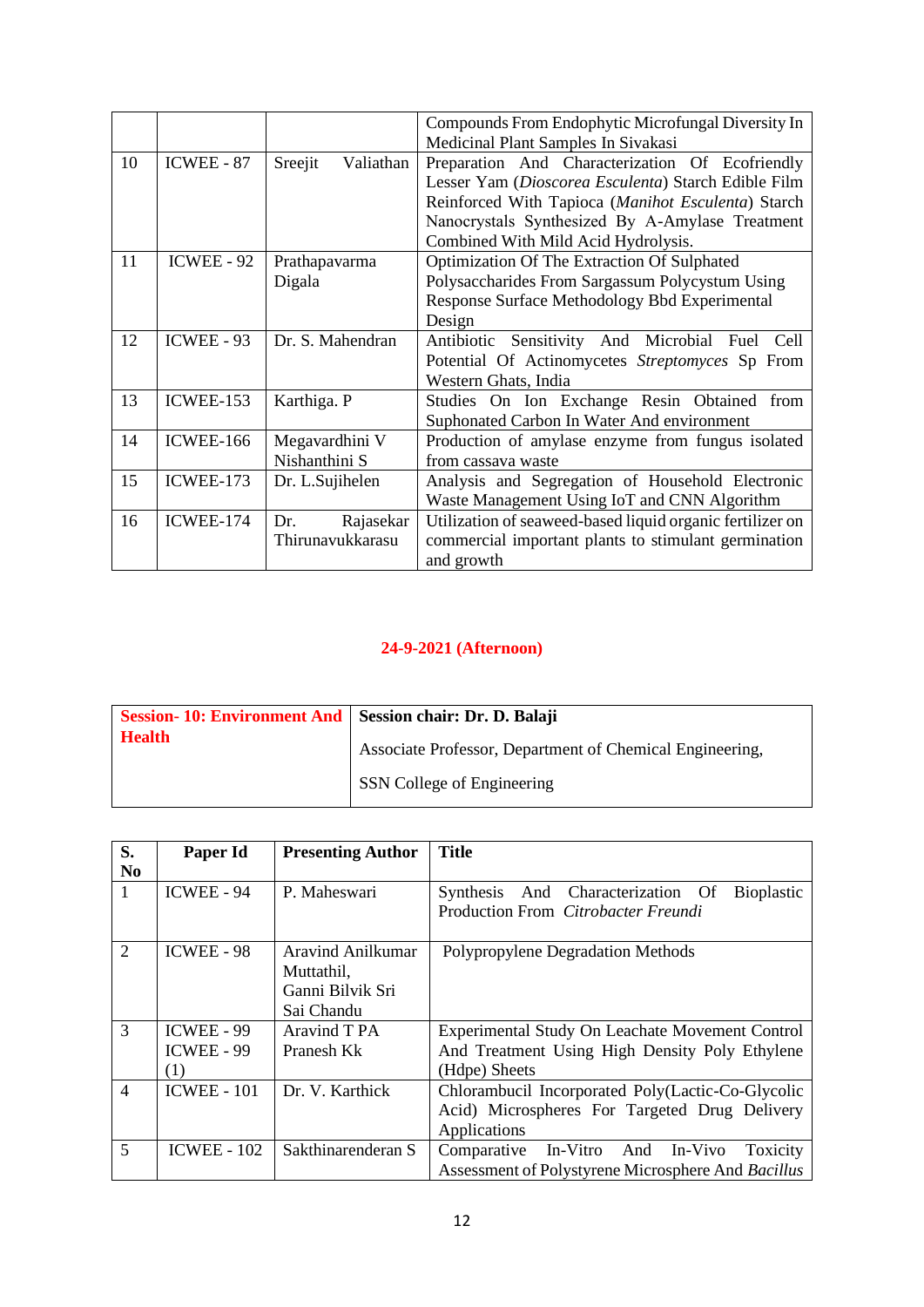|  |  |  | Compounds From Endophytic Microfungal Diversity In Medicinal Plant Samples In Sivakasi |
|---|---|---|---|
| 10 | ICWEE - 87 | Sreejit Valiathan | Preparation And Characterization Of Ecofriendly Lesser Yam (*Dioscorea Esculenta*) Starch Edible Film Reinforced With Tapioca (*Manihot Esculenta*) Starch Nanocrystals Synthesized By A-Amylase Treatment Combined With Mild Acid Hydrolysis. |
| 11 | ICWEE - 92 | Prathapavarma Digala | Optimization Of The Extraction Of Sulphated Polysaccharides From Sargassum Polycystum Using Response Surface Methodology Bbd Experimental Design |
| 12 | ICWEE - 93 | Dr. S. Mahendran | Antibiotic Sensitivity And Microbial Fuel Cell Potential Of Actinomycetes *Streptomyces* Sp From Western Ghats, India |
| 13 | ICWEE-153 | Karthiga. P | Studies On Ion Exchange Resin Obtained from Suphonated Carbon In Water And environment |
| 14 | ICWEE-166 | Megavardhini V Nishanthini S | Production of amylase enzyme from fungus isolated from cassava waste |
| 15 | ICWEE-173 | Dr. L.Sujihelen | Analysis and Segregation of Household Electronic Waste Management Using IoT and CNN Algorithm |
| 16 | ICWEE-174 | Dr. Rajasekar Thirunavukkarasu | Utilization of seaweed-based liquid organic fertilizer on commercial important plants to stimulant germination and growth |

## 24-9-2021 (Afternoon)

| **Session- 10: Environment And Health** | **Session chair: Dr. D. Balaji**<br>Associate Professor, Department of Chemical Engineering,<br>SSN College of Engineering |
|---|---|

| **S. No** | **Paper Id** | **Presenting Author** | **Title** |
|---|---|---|---|
| 1 | ICWEE - 94 | P. Maheswari | Synthesis And Characterization Of Bioplastic Production From *Citrobacter Freundi* |
| 2 | ICWEE - 98 | Aravind Anilkumar Muttathil, Ganni Bilvik Sri Sai Chandu | Polypropylene Degradation Methods |
| 3 | ICWEE - 99<br>ICWEE - 99 (1) | Aravind T PA<br>Pranesh Kk | Experimental Study On Leachate Movement Control And Treatment Using High Density Poly Ethylene (Hdpe) Sheets |
| 4 | ICWEE - 101 | Dr. V. Karthick | Chlorambucil Incorporated Poly(Lactic-Co-Glycolic Acid) Microspheres For Targeted Drug Delivery Applications |
| 5 | ICWEE - 102 | Sakthinarenderan S | Comparative In-Vitro And In-Vivo Toxicity Assessment of Polystyrene Microsphere And *Bacillus* |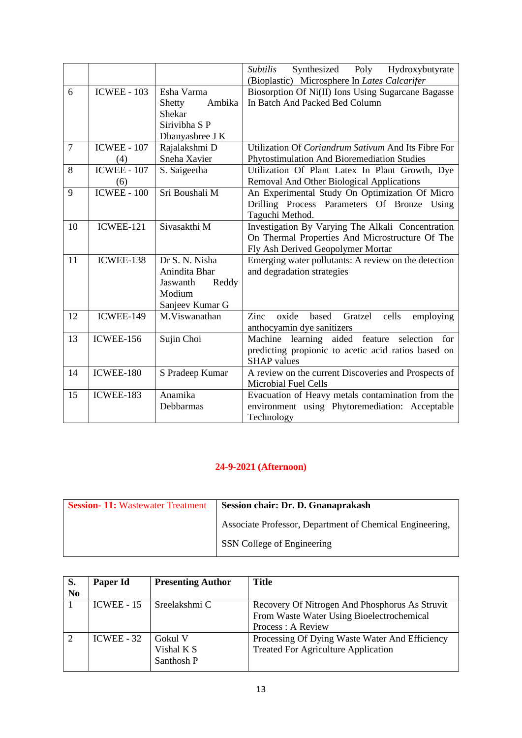| | | | *Subtilis* Synthesized Poly Hydroxybutyrate (Bioplastic) Microsphere In *Lates Calcarifer* |
|---|---|---|---|
| 6 | ICWEE - 103 | Esha Varma<br>Shetty Ambika Shekar<br>Sirivibha S P<br>Dhanyashree J K | Biosorption Of Ni(II) Ions Using Sugarcane Bagasse In Batch And Packed Bed Column |
| 7 | ICWEE - 107 (4) | Rajalakshmi D<br>Sneha Xavier | Utilization Of *Coriandrum Sativum* And Its Fibre For Phytostimulation And Bioremediation Studies |
| 8 | ICWEE - 107 (6) | S. Saigeetha | Utilization Of Plant Latex In Plant Growth, Dye Removal And Other Biological Applications |
| 9 | ICWEE - 100 | Sri Boushali M | An Experimental Study On Optimization Of Micro Drilling Process Parameters Of Bronze Using Taguchi Method. |
| 10 | ICWEE-121 | Sivasakthi M | Investigation By Varying The Alkali Concentration On Thermal Properties And Microstructure Of The Fly Ash Derived Geopolymer Mortar |
| 11 | ICWEE-138 | Dr S. N. Nisha<br>Anindita Bhar<br>Jaswanth Reddy Modium<br>Sanjeev Kumar G | Emerging water pollutants: A review on the detection and degradation strategies |
| 12 | ICWEE-149 | M.Viswanathan | Zinc oxide based Gratzel cells employing anthocyamin dye sanitizers |
| 13 | ICWEE-156 | Sujin Choi | Machine learning aided feature selection for predicting propionic to acetic acid ratios based on SHAP values |
| 14 | ICWEE-180 | S Pradeep Kumar | A review on the current Discoveries and Prospects of Microbial Fuel Cells |
| 15 | ICWEE-183 | Anamika Debbarmas | Evacuation of Heavy metals contamination from the environment using Phytoremediation: Acceptable Technology |

## 24-9-2021 (Afternoon)

| **Session- 11:** Wastewater Treatment | **Session chair: Dr. D. Gnanaprakash**<br>Associate Professor, Department of Chemical Engineering,<br>SSN College of Engineering |
|---|---|

| S. No | Paper Id | Presenting Author | Title |
|---|---|---|---|
| 1 | ICWEE - 15 | Sreelakshmi C | Recovery Of Nitrogen And Phosphorus As Struvit From Waste Water Using Bioelectrochemical Process : A Review |
| 2 | ICWEE - 32 | Gokul V<br>Vishal K S<br>Santhosh P | Processing Of Dying Waste Water And Efficiency Treated For Agriculture Application |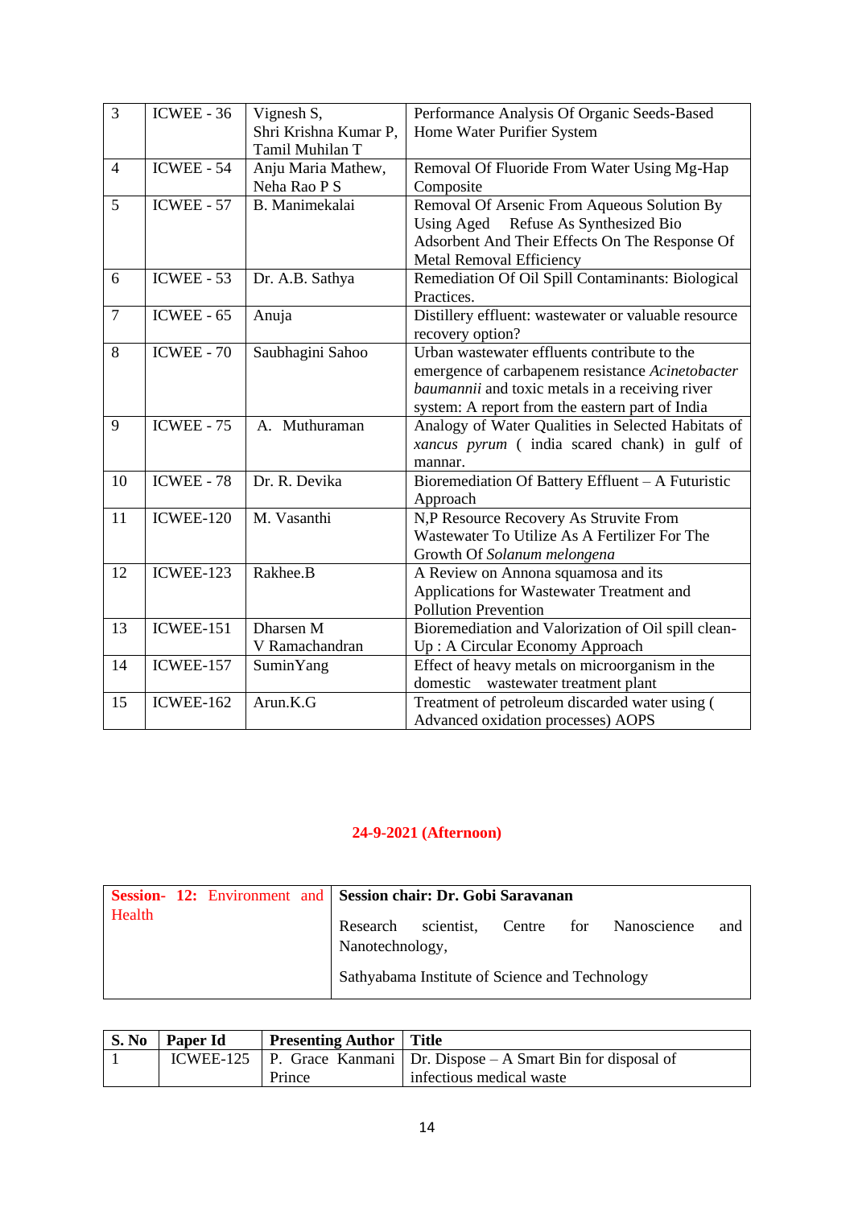| | | | |
|---|---|---|---|
| 3 | ICWEE - 36 | Vignesh S, Shri Krishna Kumar P, Tamil Muhilan T | Performance Analysis Of Organic Seeds-Based Home Water Purifier System |
| 4 | ICWEE - 54 | Anju Maria Mathew, Neha Rao P S | Removal Of Fluoride From Water Using Mg-Hap Composite |
| 5 | ICWEE - 57 | B. Manimekalai | Removal Of Arsenic From Aqueous Solution By Using Aged Refuse As Synthesized Bio Adsorbent And Their Effects On The Response Of Metal Removal Efficiency |
| 6 | ICWEE - 53 | Dr. A.B. Sathya | Remediation Of Oil Spill Contaminants: Biological Practices. |
| 7 | ICWEE - 65 | Anuja | Distillery effluent: wastewater or valuable resource recovery option? |
| 8 | ICWEE - 70 | Saubhagini Sahoo | Urban wastewater effluents contribute to the emergence of carbapenem resistance *Acinetobacter baumannii* and toxic metals in a receiving river system: A report from the eastern part of India |
| 9 | ICWEE - 75 | A. Muthuraman | Analogy of Water Qualities in Selected Habitats of *xancus pyrum* ( india scared chank) in gulf of mannar. |
| 10 | ICWEE - 78 | Dr. R. Devika | Bioremediation Of Battery Effluent – A Futuristic Approach |
| 11 | ICWEE-120 | M. Vasanthi | N,P Resource Recovery As Struvite From Wastewater To Utilize As A Fertilizer For The Growth Of *Solanum melongena* |
| 12 | ICWEE-123 | Rakhee.B | A Review on Annona squamosa and its Applications for Wastewater Treatment and Pollution Prevention |
| 13 | ICWEE-151 | Dharsen M V Ramachandran | Bioremediation and Valorization of Oil spill clean-Up : A Circular Economy Approach |
| 14 | ICWEE-157 | SuminYang | Effect of heavy metals on microorganism in the domestic wastewater treatment plant |
| 15 | ICWEE-162 | Arun.K.G | Treatment of petroleum discarded water using ( Advanced oxidation processes) AOPS |

## 24-9-2021 (Afternoon)

| **Session- 12: Environment and Health** | **Session chair: Dr. Gobi Saravanan**<br><br>Research scientist, Centre for Nanoscience and Nanotechnology,<br><br>Sathyabama Institute of Science and Technology |
|---|---|

| S. No | Paper Id | Presenting Author | Title |
|---|---|---|---|
| 1 | ICWEE-125 | P. Grace Kanmani Prince | Dr. Dispose – A Smart Bin for disposal of infectious medical waste |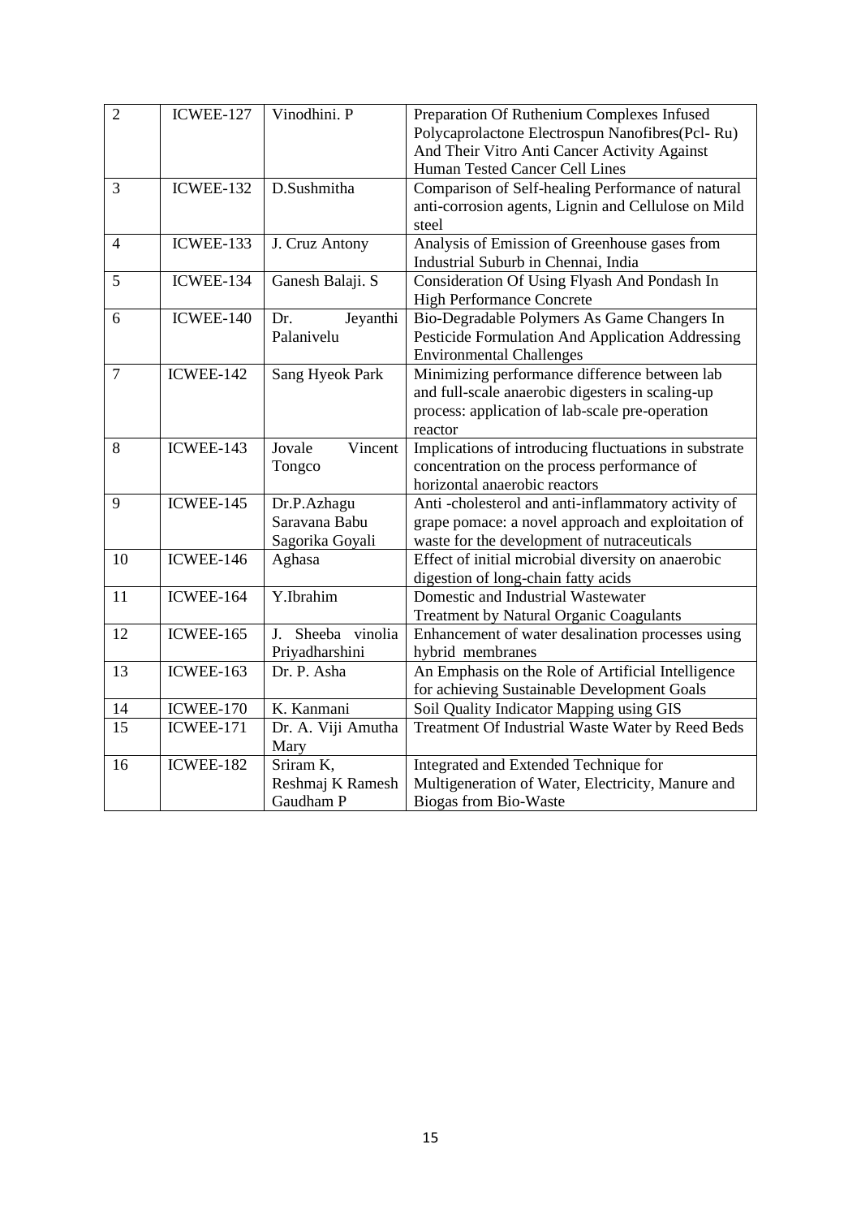| | | | |
|---|---|---|---|
| 2 | ICWEE-127 | Vinodhini. P | Preparation Of Ruthenium Complexes Infused Polycaprolactone Electrospun Nanofibres(Pcl- Ru) And Their Vitro Anti Cancer Activity Against Human Tested Cancer Cell Lines |
| 3 | ICWEE-132 | D.Sushmitha | Comparison of Self-healing Performance of natural anti-corrosion agents, Lignin and Cellulose on Mild steel |
| 4 | ICWEE-133 | J. Cruz Antony | Analysis of Emission of Greenhouse gases from Industrial Suburb in Chennai, India |
| 5 | ICWEE-134 | Ganesh Balaji. S | Consideration Of Using Flyash And Pondash In High Performance Concrete |
| 6 | ICWEE-140 | Dr. Jeyanthi Palanivelu | Bio-Degradable Polymers As Game Changers In Pesticide Formulation And Application Addressing Environmental Challenges |
| 7 | ICWEE-142 | Sang Hyeok Park | Minimizing performance difference between lab and full-scale anaerobic digesters in scaling-up process: application of lab-scale pre-operation reactor |
| 8 | ICWEE-143 | Jovale Vincent Tongco | Implications of introducing fluctuations in substrate concentration on the process performance of horizontal anaerobic reactors |
| 9 | ICWEE-145 | Dr.P.Azhagu Saravana Babu Sagorika Goyali | Anti -cholesterol and anti-inflammatory activity of grape pomace: a novel approach and exploitation of waste for the development of nutraceuticals |
| 10 | ICWEE-146 | Aghasa | Effect of initial microbial diversity on anaerobic digestion of long-chain fatty acids |
| 11 | ICWEE-164 | Y.Ibrahim | Domestic and Industrial Wastewater Treatment by Natural Organic Coagulants |
| 12 | ICWEE-165 | J. Sheeba vinolia Priyadharshini | Enhancement of water desalination processes using hybrid membranes |
| 13 | ICWEE-163 | Dr. P. Asha | An Emphasis on the Role of Artificial Intelligence for achieving Sustainable Development Goals |
| 14 | ICWEE-170 | K. Kanmani | Soil Quality Indicator Mapping using GIS |
| 15 | ICWEE-171 | Dr. A. Viji Amutha Mary | Treatment Of Industrial Waste Water by Reed Beds |
| 16 | ICWEE-182 | Sriram K, Reshmaj K Ramesh Gaudham P | Integrated and Extended Technique for Multigeneration of Water, Electricity, Manure and Biogas from Bio-Waste |